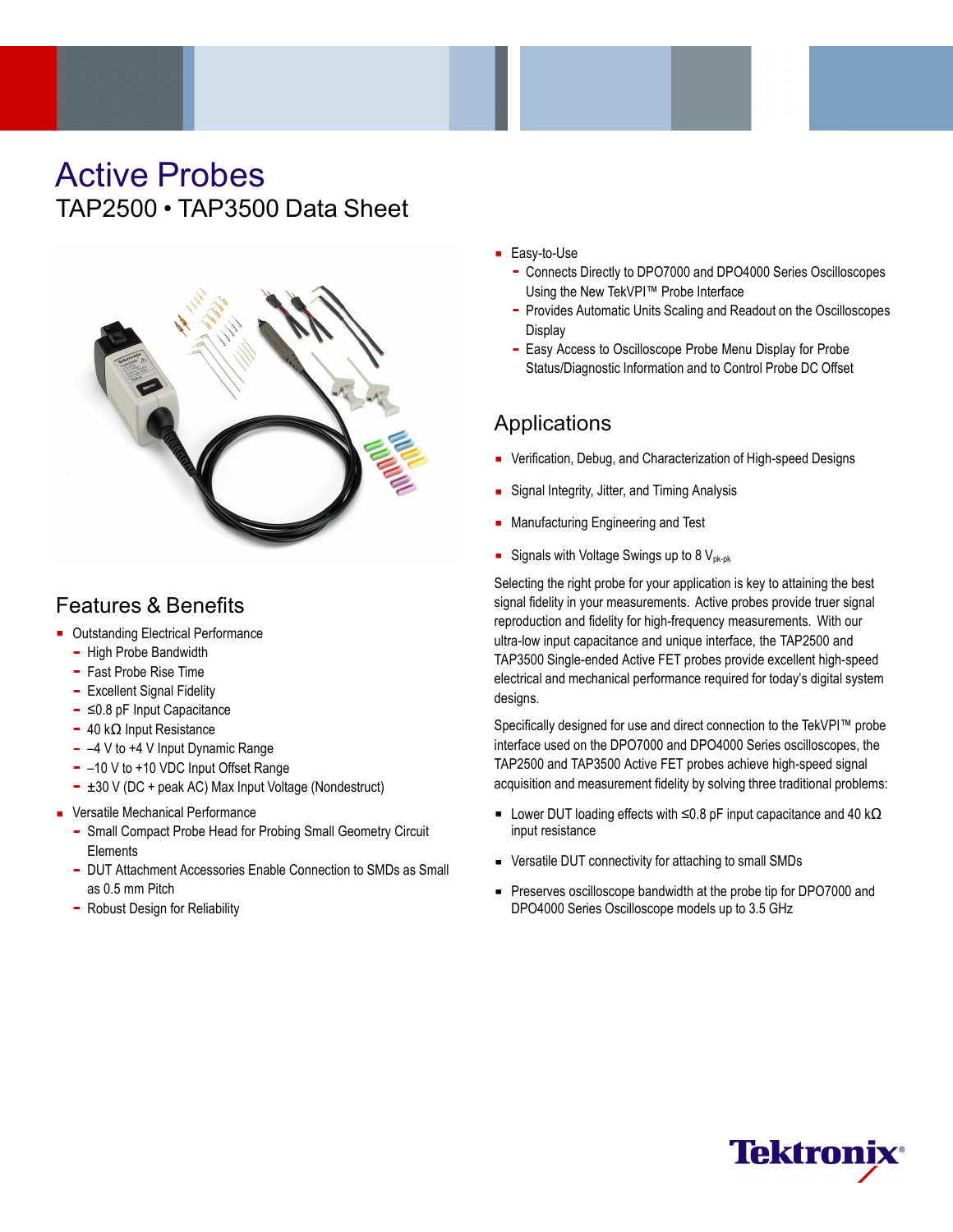# Active Probes

## TAP2500 • TAP3500 Data Sheet

## Features & Benefits

- Outstanding Electrical Performance
  - High Probe Bandwidth
  - Fast Probe Rise Time
  - Excellent Signal Fidelity
  - ≤0.8 pF Input Capacitance
  - 40 kΩ Input Resistance
  - –4 V to +4 V Input Dynamic Range
  - –10 V to +10 VDC Input Offset Range
  - ±30 V (DC + peak AC) Max Input Voltage (Nondestruct)
- Versatile Mechanical Performance
  - Small Compact Probe Head for Probing Small Geometry Circuit Elements
  - DUT Attachment Accessories Enable Connection to SMDs as Small as 0.5 mm Pitch
  - Robust Design for Reliability
- Easy-to-Use
  - Connects Directly to DPO7000 and DPO4000 Series Oscilloscopes Using the New TekVPI™ Probe Interface
  - Provides Automatic Units Scaling and Readout on the Oscilloscopes Display
  - Easy Access to Oscilloscope Probe Menu Display for Probe Status/Diagnostic Information and to Control Probe DC Offset

## Applications

- Verification, Debug, and Characterization of High-speed Designs
- Signal Integrity, Jitter, and Timing Analysis
- Manufacturing Engineering and Test
- Signals with Voltage Swings up to 8 $V_{pk\text{-}pk}$

Selecting the right probe for your application is key to attaining the best signal fidelity in your measurements. Active probes provide truer signal reproduction and fidelity for high-frequency measurements. With our ultra-low input capacitance and unique interface, the TAP2500 and TAP3500 Single-ended Active FET probes provide excellent high-speed electrical and mechanical performance required for today's digital system designs.

Specifically designed for use and direct connection to the TekVPI™ probe interface used on the DPO7000 and DPO4000 Series oscilloscopes, the TAP2500 and TAP3500 Active FET probes achieve high-speed signal acquisition and measurement fidelity by solving three traditional problems:

- Lower DUT loading effects with ≤0.8 pF input capacitance and 40 kΩ input resistance
- Versatile DUT connectivity for attaching to small SMDs
- Preserves oscilloscope bandwidth at the probe tip for DPO7000 and DPO4000 Series Oscilloscope models up to 3.5 GHz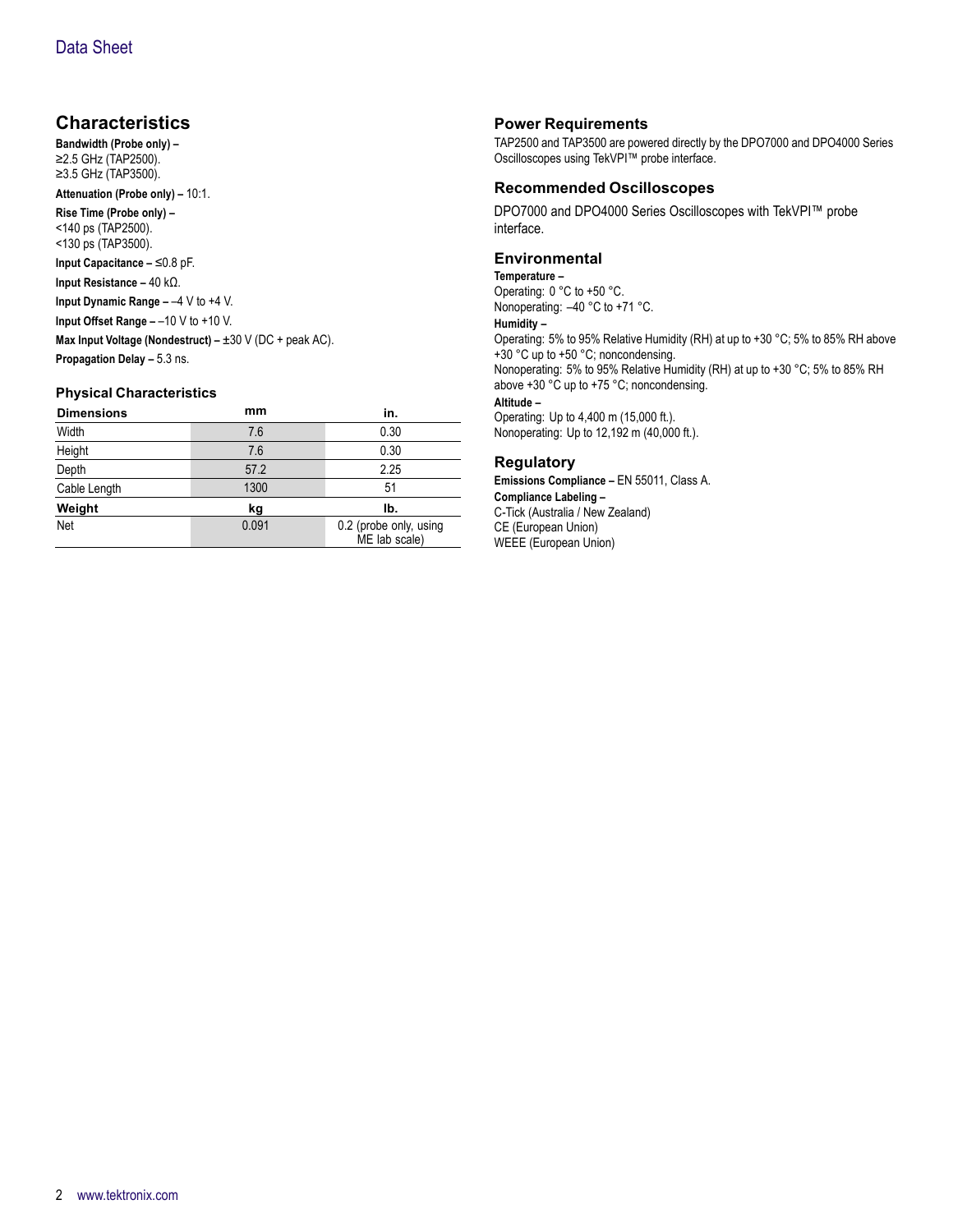## Characteristics

**Bandwidth (Probe only) –**
≥2.5 GHz (TAP2500).
≥3.5 GHz (TAP3500).

**Attenuation (Probe only) –** 10:1.

**Rise Time (Probe only) –**
<140 ps (TAP2500).
<130 ps (TAP3500).

**Input Capacitance –** ≤0.8 pF.

**Input Resistance –** 40 kΩ.

**Input Dynamic Range –** –4 V to +4 V.

**Input Offset Range –** –10 V to +10 V.

**Max Input Voltage (Nondestruct) –** ±30 V (DC + peak AC).

**Propagation Delay –** 5.3 ns.

### Physical Characteristics

| Dimensions | mm | in. |
|---|---|---|
| Width | 7.6 | 0.30 |
| Height | 7.6 | 0.30 |
| Depth | 57.2 | 2.25 |
| Cable Length | 1300 | 51 |
| **Weight** | **kg** | **lb.** |
| Net | 0.091 | 0.2 (probe only, using ME lab scale) |

### Power Requirements

TAP2500 and TAP3500 are powered directly by the DPO7000 and DPO4000 Series Oscilloscopes using TekVPI™ probe interface.

### Recommended Oscilloscopes

DPO7000 and DPO4000 Series Oscilloscopes with TekVPI™ probe interface.

### Environmental

**Temperature –**
Operating: 0 °C to +50 °C.
Nonoperating: –40 °C to +71 °C.

**Humidity –**
Operating: 5% to 95% Relative Humidity (RH) at up to +30 °C; 5% to 85% RH above +30 °C up to +50 °C; noncondensing.
Nonoperating: 5% to 95% Relative Humidity (RH) at up to +30 °C; 5% to 85% RH above +30 °C up to +75 °C; noncondensing.

**Altitude –**
Operating: Up to 4,400 m (15,000 ft.).
Nonoperating: Up to 12,192 m (40,000 ft.).

### Regulatory

**Emissions Compliance –** EN 55011, Class A.

**Compliance Labeling –**
C-Tick (Australia / New Zealand)
CE (European Union)
WEEE (European Union)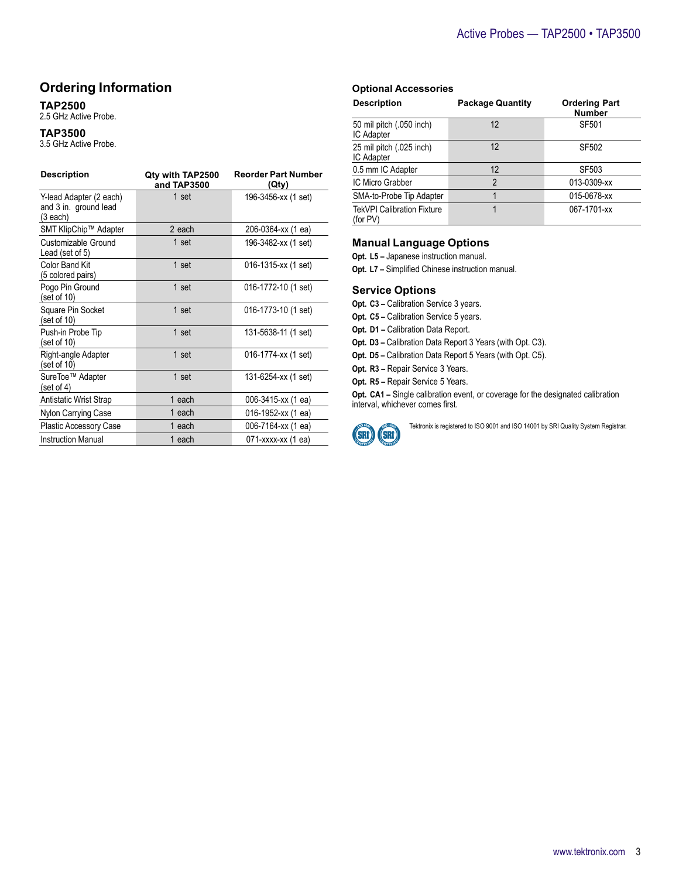## Ordering Information

### TAP2500

2.5 GHz Active Probe.

### TAP3500

3.5 GHz Active Probe.

| Description | Qty with TAP2500 and TAP3500 | Reorder Part Number (Qty) |
|---|---|---|
| Y-lead Adapter (2 each) and 3 in. ground lead (3 each) | 1 set | 196-3456-xx (1 set) |
| SMT KlipChip™ Adapter | 2 each | 206-0364-xx (1 ea) |
| Customizable Ground Lead (set of 5) | 1 set | 196-3482-xx (1 set) |
| Color Band Kit (5 colored pairs) | 1 set | 016-1315-xx (1 set) |
| Pogo Pin Ground (set of 10) | 1 set | 016-1772-10 (1 set) |
| Square Pin Socket (set of 10) | 1 set | 016-1773-10 (1 set) |
| Push-in Probe Tip (set of 10) | 1 set | 131-5638-11 (1 set) |
| Right-angle Adapter (set of 10) | 1 set | 016-1774-xx (1 set) |
| SureToe™ Adapter (set of 4) | 1 set | 131-6254-xx (1 set) |
| Antistatic Wrist Strap | 1 each | 006-3415-xx (1 ea) |
| Nylon Carrying Case | 1 each | 016-1952-xx (1 ea) |
| Plastic Accessory Case | 1 each | 006-7164-xx (1 ea) |
| Instruction Manual | 1 each | 071-xxxx-xx (1 ea) |

### Optional Accessories

| Description | Package Quantity | Ordering Part Number |
|---|---|---|
| 50 mil pitch (.050 inch) IC Adapter | 12 | SF501 |
| 25 mil pitch (.025 inch) IC Adapter | 12 | SF502 |
| 0.5 mm IC Adapter | 12 | SF503 |
| IC Micro Grabber | 2 | 013-0309-xx |
| SMA-to-Probe Tip Adapter | 1 | 015-0678-xx |
| TekVPI Calibration Fixture (for PV) | 1 | 067-1701-xx |

### Manual Language Options

**Opt. L5 –** Japanese instruction manual.

**Opt. L7 –** Simplified Chinese instruction manual.

### Service Options

**Opt. C3 –** Calibration Service 3 years.

**Opt. C5 –** Calibration Service 5 years.

**Opt. D1 –** Calibration Data Report.

**Opt. D3 –** Calibration Data Report 3 Years (with Opt. C3).

**Opt. D5 –** Calibration Data Report 5 Years (with Opt. C5).

**Opt. R3 –** Repair Service 3 Years.

**Opt. R5 –** Repair Service 5 Years.

**Opt. CA1 –** Single calibration event, or coverage for the designated calibration interval, whichever comes first.

Tektronix is registered to ISO 9001 and ISO 14001 by SRI Quality System Registrar.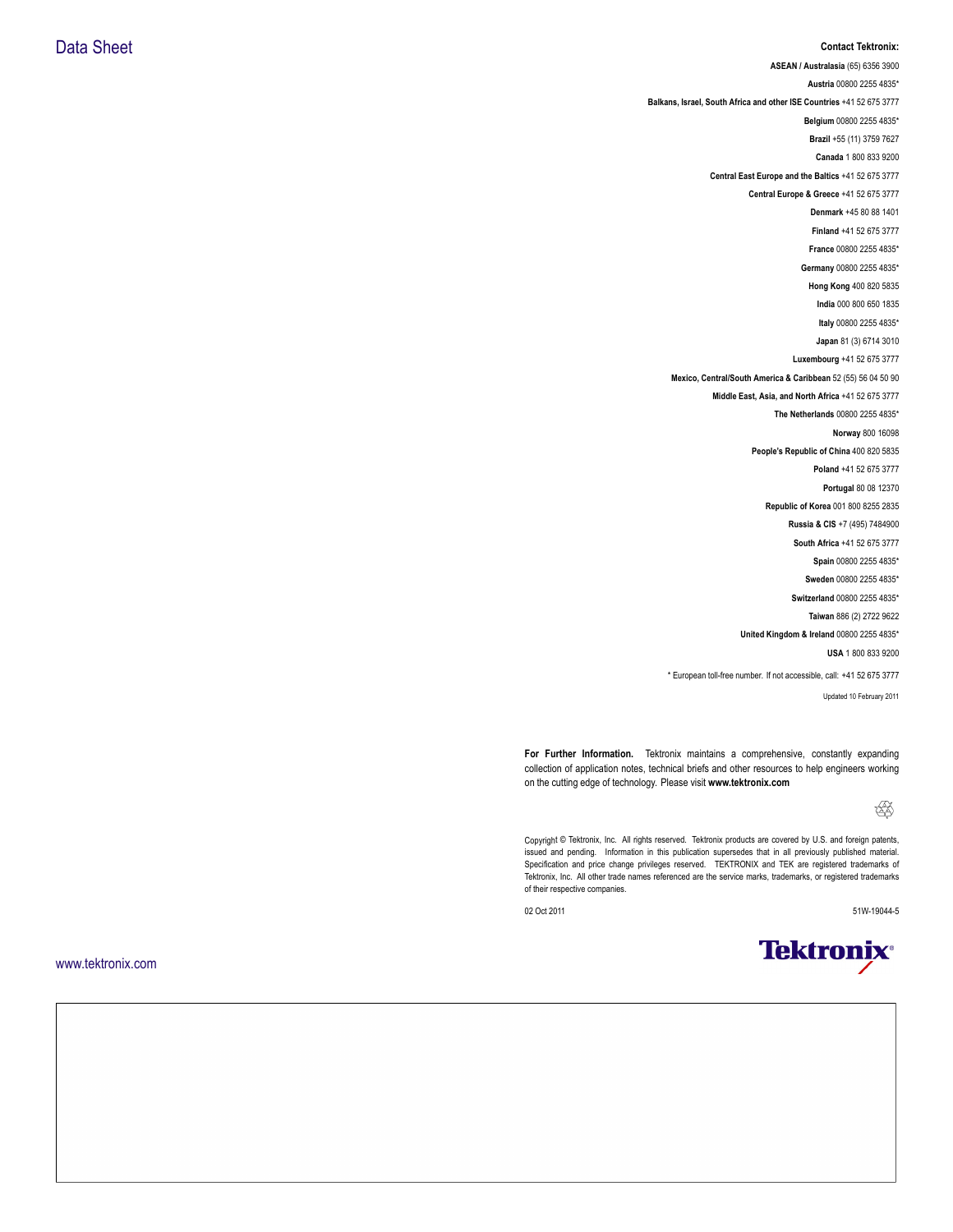**Contact Tektronix:**

**ASEAN / Australasia** (65) 6356 3900

**Austria** 00800 2255 4835*

**Balkans, Israel, South Africa and other ISE Countries** +41 52 675 3777

**Belgium** 00800 2255 4835*

**Brazil** +55 (11) 3759 7627

**Canada** 1 800 833 9200

**Central East Europe and the Baltics** +41 52 675 3777

**Central Europe & Greece** +41 52 675 3777

**Denmark** +45 80 88 1401

**Finland** +41 52 675 3777

**France** 00800 2255 4835*

**Germany** 00800 2255 4835*

**Hong Kong** 400 820 5835

**India** 000 800 650 1835

**Italy** 00800 2255 4835*

**Japan** 81 (3) 6714 3010

**Luxembourg** +41 52 675 3777

**Mexico, Central/South America & Caribbean** 52 (55) 56 04 50 90

**Middle East, Asia, and North Africa** +41 52 675 3777

**The Netherlands** 00800 2255 4835*

**Norway** 800 16098

**People's Republic of China** 400 820 5835

**Poland** +41 52 675 3777

**Portugal** 80 08 12370

**Republic of Korea** 001 800 8255 2835

**Russia & CIS** +7 (495) 7484900

**South Africa** +41 52 675 3777

**Spain** 00800 2255 4835*

**Sweden** 00800 2255 4835*

**Switzerland** 00800 2255 4835*

**Taiwan** 886 (2) 2722 9622

**United Kingdom & Ireland** 00800 2255 4835*

**USA** 1 800 833 9200

* European toll-free number. If not accessible, call: +41 52 675 3777

Updated 10 February 2011

**For Further Information.** Tektronix maintains a comprehensive, constantly expanding collection of application notes, technical briefs and other resources to help engineers working on the cutting edge of technology. Please visit **www.tektronix.com**

Copyright © Tektronix, Inc. All rights reserved. Tektronix products are covered by U.S. and foreign patents, issued and pending. Information in this publication supersedes that in all previously published material. Specification and price change privileges reserved. TEKTRONIX and TEK are registered trademarks of Tektronix, Inc. All other trade names referenced are the service marks, trademarks, or registered trademarks of their respective companies.

02 Oct 2011

51W-19044-5

www.tektronix.com